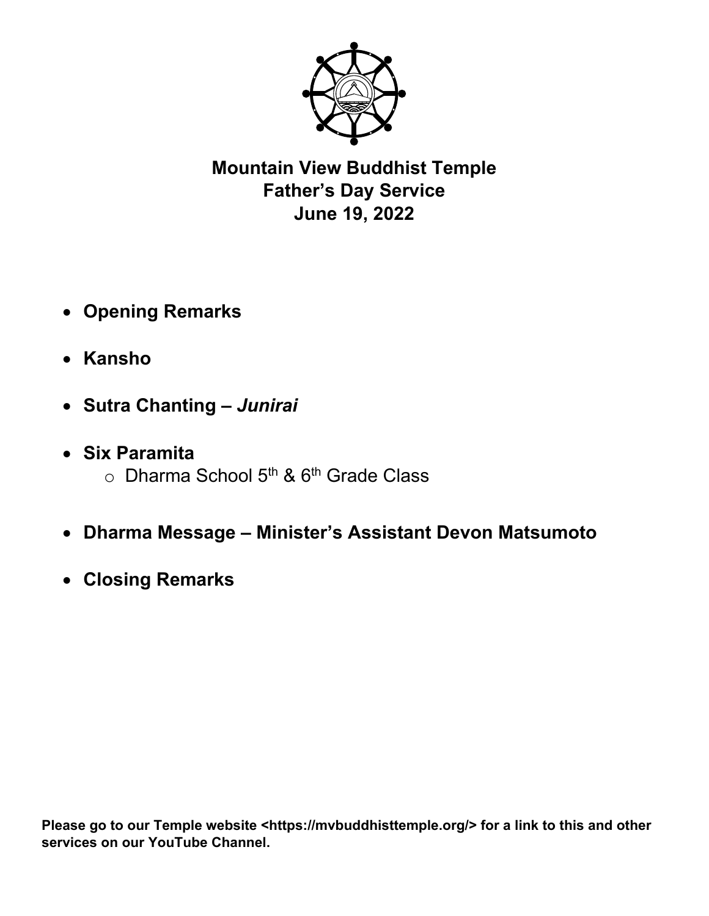# Mountain View Buddhist Temple
## Father's Day Service
## June 19, 2022

- **Opening Remarks**
- **Kansho**
- **Sutra Chanting – *Junirai***
- **Six Paramita**
    - Dharma School 5th & 6th Grade Class
- **Dharma Message – Minister's Assistant Devon Matsumoto**
- **Closing Remarks**

**Please go to our Temple website <https://mvbuddhisttemple.org/> for a link to this and other services on our YouTube Channel.**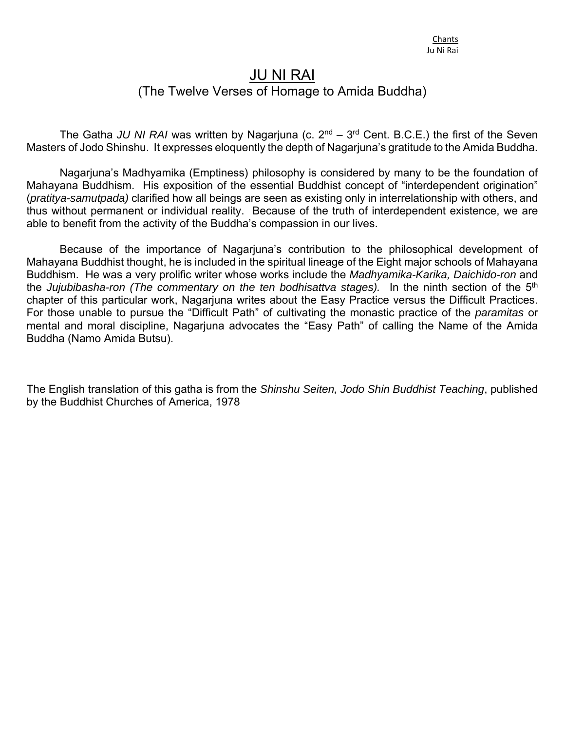# JU NI RAI

## (The Twelve Verses of Homage to Amida Buddha)

The Gatha *JU NI RAI* was written by Nagarjuna (c. 2nd – 3rd Cent. B.C.E.) the first of the Seven Masters of Jodo Shinshu. It expresses eloquently the depth of Nagarjuna's gratitude to the Amida Buddha.

Nagarjuna's Madhyamika (Emptiness) philosophy is considered by many to be the foundation of Mahayana Buddhism. His exposition of the essential Buddhist concept of "interdependent origination" (*pratitya-samutpada)* clarified how all beings are seen as existing only in interrelationship with others, and thus without permanent or individual reality. Because of the truth of interdependent existence, we are able to benefit from the activity of the Buddha's compassion in our lives.

Because of the importance of Nagarjuna's contribution to the philosophical development of Mahayana Buddhist thought, he is included in the spiritual lineage of the Eight major schools of Mahayana Buddhism. He was a very prolific writer whose works include the *Madhyamika-Karika, Daichido-ron* and the *Jujubibasha-ron (The commentary on the ten bodhisattva stages).* In the ninth section of the 5th chapter of this particular work, Nagarjuna writes about the Easy Practice versus the Difficult Practices. For those unable to pursue the "Difficult Path" of cultivating the monastic practice of the *paramitas* or mental and moral discipline, Nagarjuna advocates the "Easy Path" of calling the Name of the Amida Buddha (Namo Amida Butsu).

The English translation of this gatha is from the *Shinshu Seiten, Jodo Shin Buddhist Teaching*, published by the Buddhist Churches of America, 1978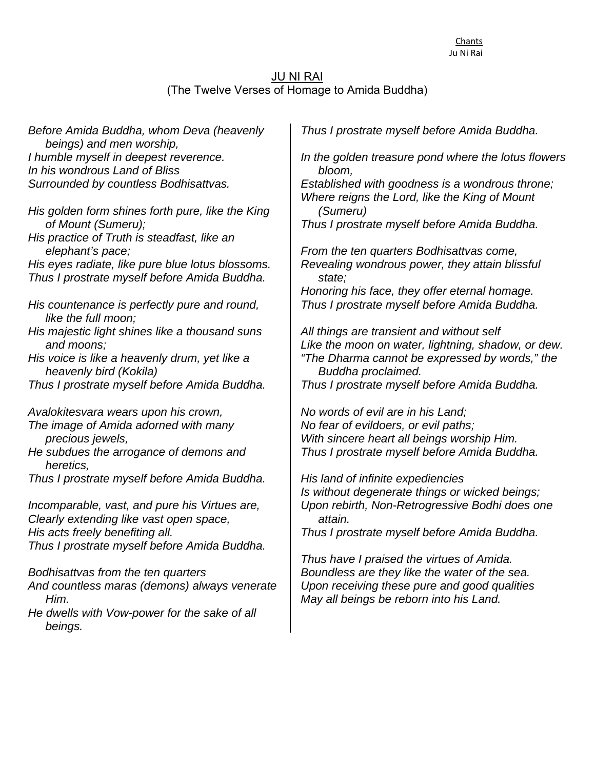# JU NI RAI

(The Twelve Verses of Homage to Amida Buddha)

*Before Amida Buddha, whom Deva (heavenly beings) and men worship,*
*I humble myself in deepest reverence.*
*In his wondrous Land of Bliss*
*Surrounded by countless Bodhisattvas.*

*His golden form shines forth pure, like the King of Mount (Sumeru);*
*His practice of Truth is steadfast, like an elephant's pace;*
*His eyes radiate, like pure blue lotus blossoms.*
*Thus I prostrate myself before Amida Buddha.*

*His countenance is perfectly pure and round, like the full moon;*
*His majestic light shines like a thousand suns and moons;*
*His voice is like a heavenly drum, yet like a heavenly bird (Kokila)*
*Thus I prostrate myself before Amida Buddha.*

*Avalokitesvara wears upon his crown,*
*The image of Amida adorned with many precious jewels,*
*He subdues the arrogance of demons and heretics,*
*Thus I prostrate myself before Amida Buddha.*

*Incomparable, vast, and pure his Virtues are,*
*Clearly extending like vast open space,*
*His acts freely benefiting all.*
*Thus I prostrate myself before Amida Buddha.*

*Bodhisattvas from the ten quarters*
*And countless maras (demons) always venerate Him.*
*He dwells with Vow-power for the sake of all beings.*
*Thus I prostrate myself before Amida Buddha.*

*In the golden treasure pond where the lotus flowers bloom,*
*Established with goodness is a wondrous throne;*
*Where reigns the Lord, like the King of Mount (Sumeru)*
*Thus I prostrate myself before Amida Buddha.*

*From the ten quarters Bodhisattvas come,*
*Revealing wondrous power, they attain blissful state;*
*Honoring his face, they offer eternal homage.*
*Thus I prostrate myself before Amida Buddha.*

*All things are transient and without self*
*Like the moon on water, lightning, shadow, or dew.*
*"The Dharma cannot be expressed by words," the Buddha proclaimed.*
*Thus I prostrate myself before Amida Buddha.*

*No words of evil are in his Land;*
*No fear of evildoers, or evil paths;*
*With sincere heart all beings worship Him.*
*Thus I prostrate myself before Amida Buddha.*

*His land of infinite expediencies*
*Is without degenerate things or wicked beings;*
*Upon rebirth, Non-Retrogressive Bodhi does one attain.*
*Thus I prostrate myself before Amida Buddha.*

*Thus have I praised the virtues of Amida.*
*Boundless are they like the water of the sea.*
*Upon receiving these pure and good qualities*
*May all beings be reborn into his Land.*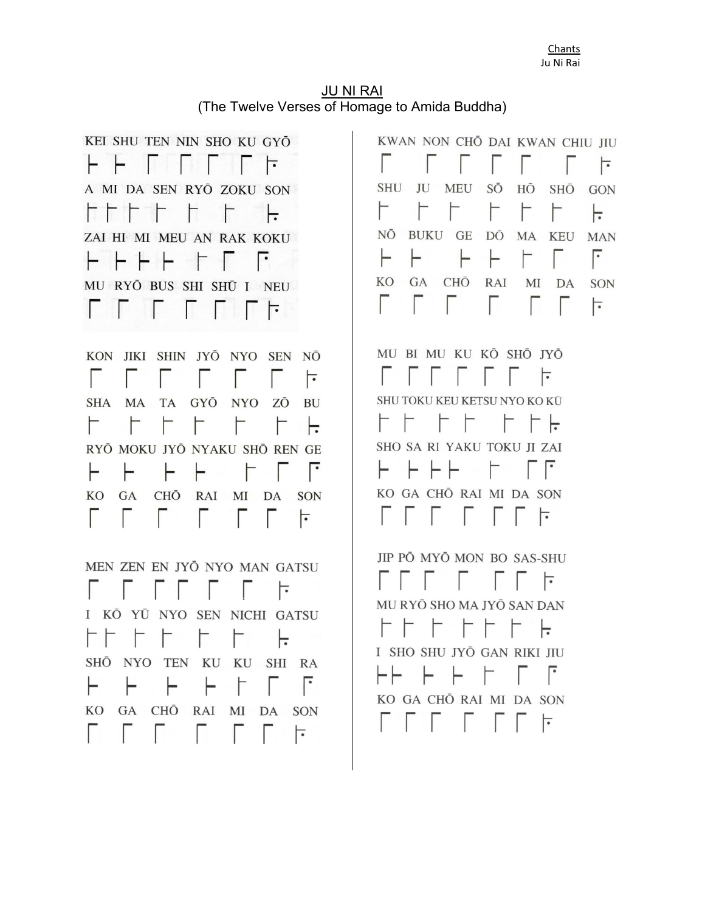# JU NI RAI

(The Twelve Verses of Homage to Amida Buddha)

KEI SHU TEN NIN SHO KU GYŌ

A MI DA SEN RYŌ ZOKU SON

ZAI HI MI MEU AN RAK KOKU

MU RYŌ BUS SHI SHŪ I NEU

KON JIKI SHIN JYŌ NYO SEN NŌ

SHA MA TA GYŌ NYO ZŌ BU

RYŌ MOKU JYŌ NYAKU SHŌ REN GE

KO GA CHŌ RAI MI DA SON

MEN ZEN EN JYŌ NYO MAN GATSU

I KŌ YŪ NYO SEN NICHI GATSU

SHŌ NYO TEN KU KU SHI RA

KO GA CHŌ RAI MI DA SON

KWAN NON CHŌ DAI KWAN CHIU JIU

SHU JU MEU SŌ HŌ SHŌ GON

NŌ BUKU GE DŌ MA KEU MAN

KO GA CHŌ RAI MI DA SON

MU BI MU KU KŌ SHŌ JYŌ

SHU TOKU KEU KETSU NYO KO KŪ

SHO SA RI YAKU TOKU JI ZAI

KO GA CHŌ RAI MI DA SON

JIP PŌ MYŌ MON BO SAS-SHU

MU RYŌ SHO MA JYŌ SAN DAN

I SHO SHU JYŌ GAN RIKI JIU

KO GA CHŌ RAI MI DA SON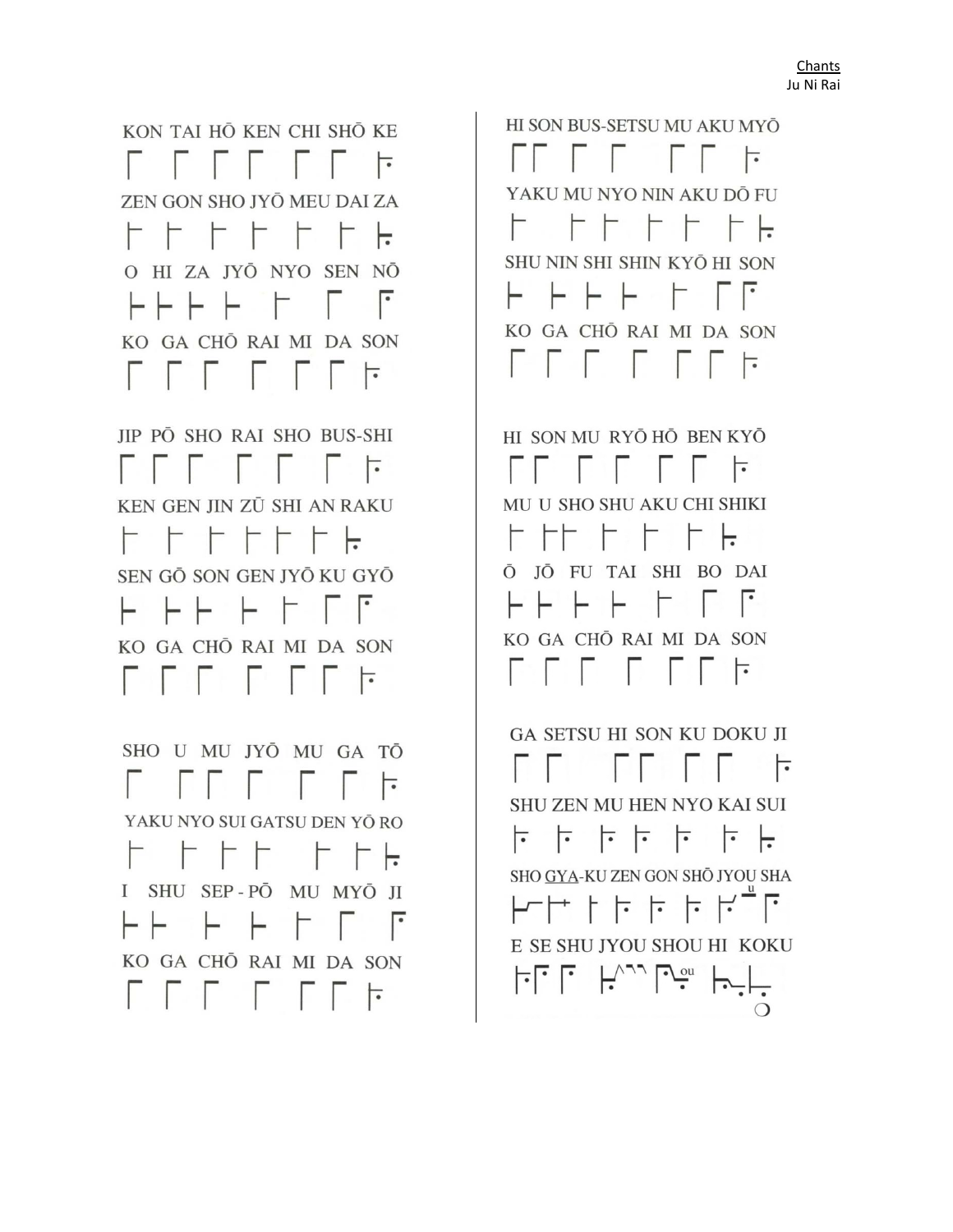KON TAI HŌ KEN CHI SHŌ KE

ZEN GON SHO JYŌ MEU DAI ZA

O HI ZA JYŌ NYO SEN NŌ

KO GA CHŌ RAI MI DA SON

JIP PŌ SHO RAI SHO BUS-SHI

KEN GEN JIN ZŪ SHI AN RAKU

SEN GŌ SON GEN JYŌ KU GYŌ

KO GA CHŌ RAI MI DA SON

SHO U MU JYŌ MU GA TŌ

YAKU NYO SUI GATSU DEN YŌ RO

I SHU SEP - PŌ MU MYŌ JI

KO GA CHŌ RAI MI DA SON

HI SON BUS-SETSU MU AKU MYŌ

YAKU MU NYO NIN AKU DŌ FU

SHU NIN SHI SHIN KYŌ HI SON

KO GA CHŌ RAI MI DA SON

HI SON MU RYŌ HŌ BEN KYŌ

MU U SHO SHU AKU CHI SHIKI

Ō JŌ FU TAI SHI BO DAI

KO GA CHŌ RAI MI DA SON

GA SETSU HI SON KU DOKU JI

SHU ZEN MU HEN NYO KAI SUI

SHO GYA-KU ZEN GON SHŌ JYOU SHA

E SE SHU JYOU SHOU HI KOKU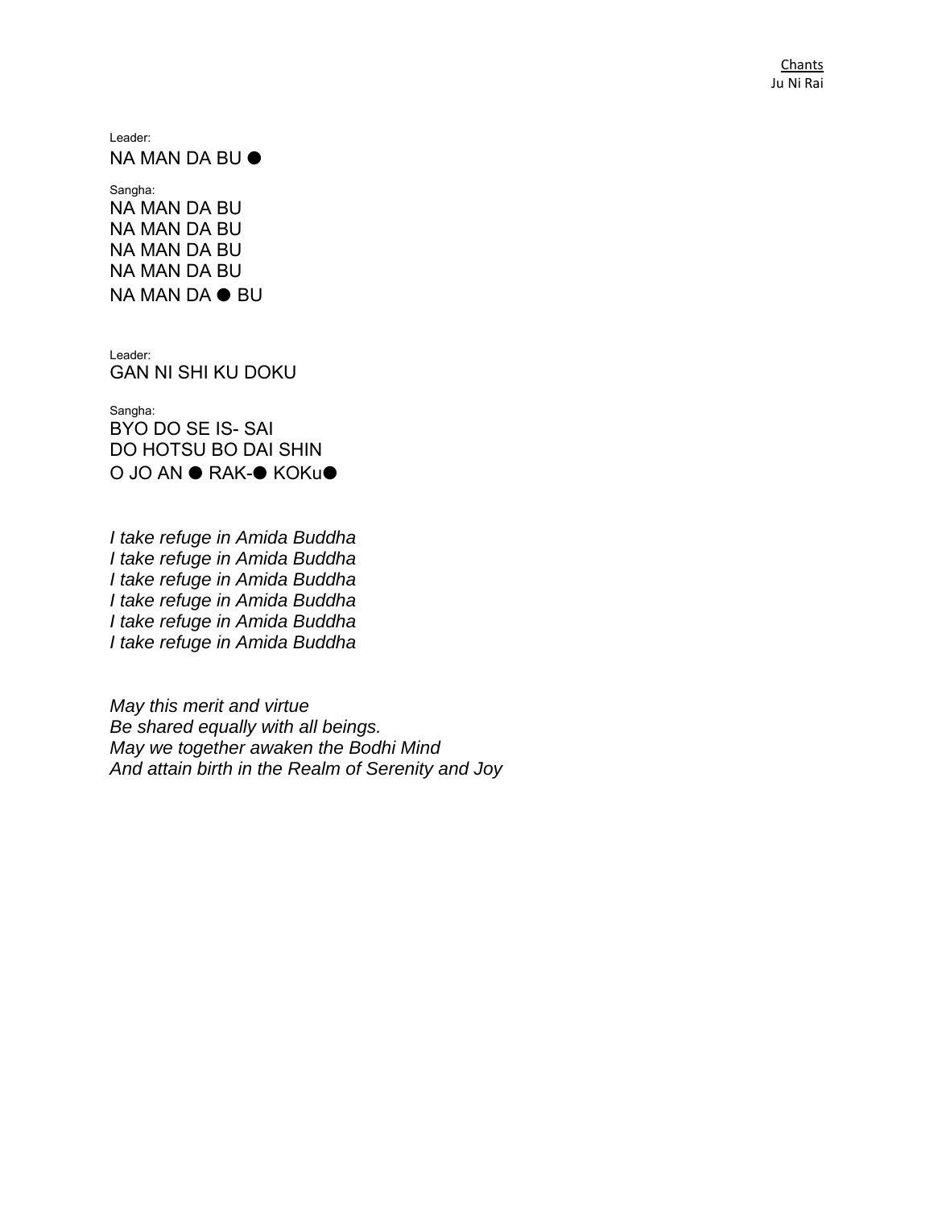## Ju Ni Rai

Leader:

NA MAN DA BU ●

Sangha:

NA MAN DA BU
NA MAN DA BU
NA MAN DA BU
NA MAN DA BU
NA MAN DA ● BU

Leader:

GAN NI SHI KU DOKU

Sangha:

BYO DO SE IS- SAI
DO HOTSU BO DAI SHIN
O JO AN ● RAK-● KOKu●

*I take refuge in Amida Buddha*
*I take refuge in Amida Buddha*
*I take refuge in Amida Buddha*
*I take refuge in Amida Buddha*
*I take refuge in Amida Buddha*
*I take refuge in Amida Buddha*

*May this merit and virtue*
*Be shared equally with all beings.*
*May we together awaken the Bodhi Mind*
*And attain birth in the Realm of Serenity and Joy*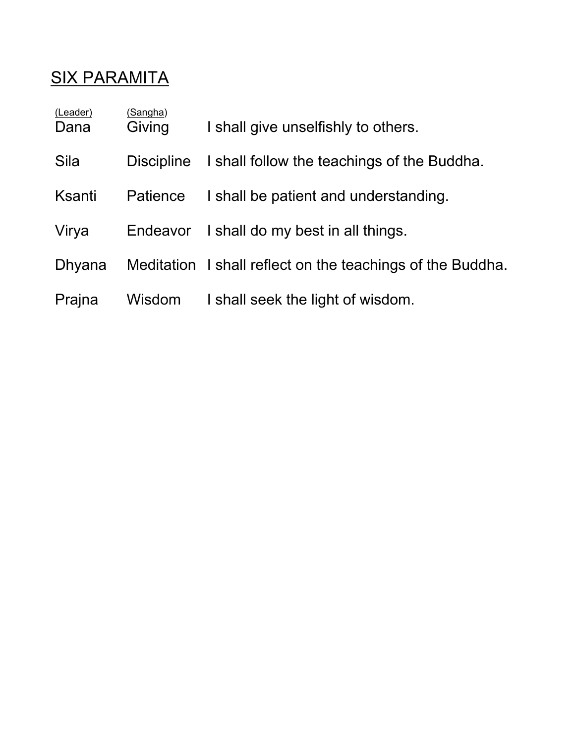## SIX PARAMITA

| (Leader) | (Sangha) | |
|---|---|---|
| Dana | Giving | I shall give unselfishly to others. |
| Sila | Discipline | I shall follow the teachings of the Buddha. |
| Ksanti | Patience | I shall be patient and understanding. |
| Virya | Endeavor | I shall do my best in all things. |
| Dhyana | Meditation | I shall reflect on the teachings of the Buddha. |
| Prajna | Wisdom | I shall seek the light of wisdom. |